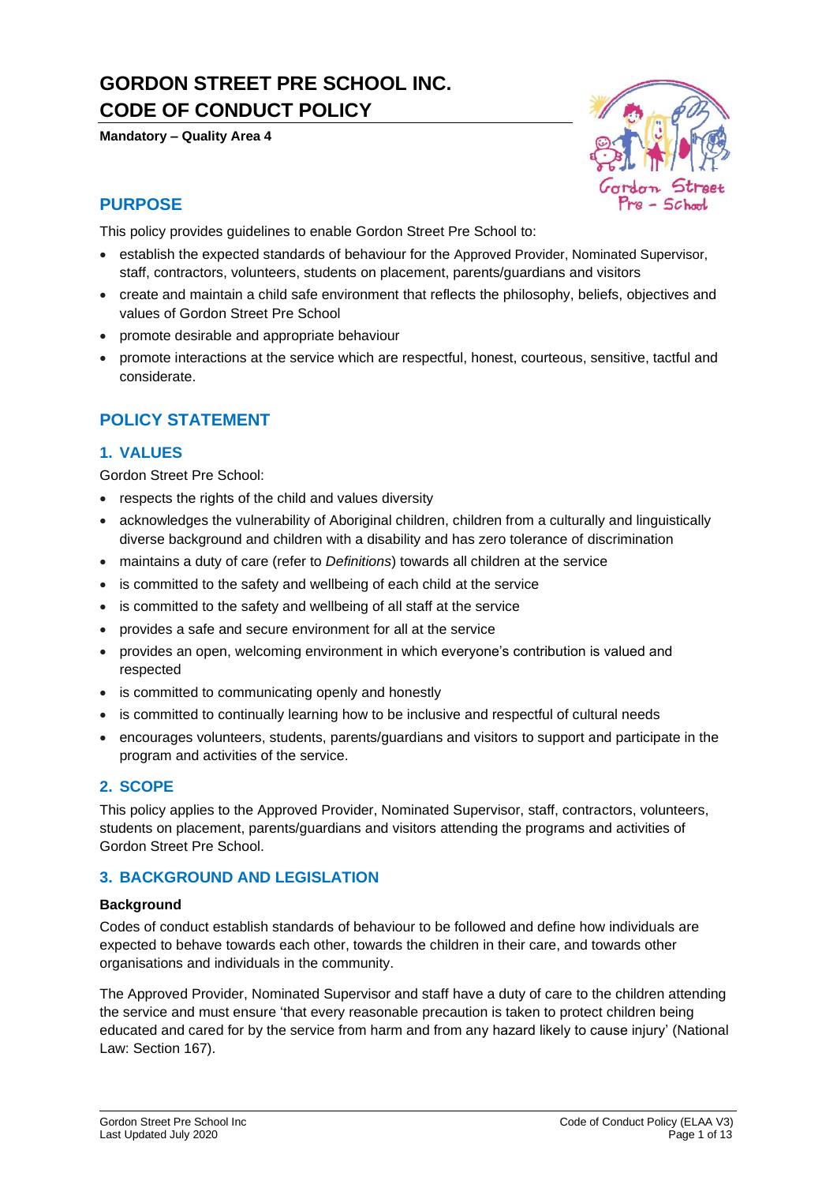# GORDON STREET PRE SCHOOL INC.
# CODE OF CONDUCT POLICY

**Mandatory – Quality Area 4**

## PURPOSE

This policy provides guidelines to enable Gordon Street Pre School to:

- establish the expected standards of behaviour for the Approved Provider, Nominated Supervisor, staff, contractors, volunteers, students on placement, parents/guardians and visitors
- create and maintain a child safe environment that reflects the philosophy, beliefs, objectives and values of Gordon Street Pre School
- promote desirable and appropriate behaviour
- promote interactions at the service which are respectful, honest, courteous, sensitive, tactful and considerate.

## POLICY STATEMENT

### 1. VALUES

Gordon Street Pre School:

- respects the rights of the child and values diversity
- acknowledges the vulnerability of Aboriginal children, children from a culturally and linguistically diverse background and children with a disability and has zero tolerance of discrimination
- maintains a duty of care (refer to *Definitions*) towards all children at the service
- is committed to the safety and wellbeing of each child at the service
- is committed to the safety and wellbeing of all staff at the service
- provides a safe and secure environment for all at the service
- provides an open, welcoming environment in which everyone's contribution is valued and respected
- is committed to communicating openly and honestly
- is committed to continually learning how to be inclusive and respectful of cultural needs
- encourages volunteers, students, parents/guardians and visitors to support and participate in the program and activities of the service.

### 2. SCOPE

This policy applies to the Approved Provider, Nominated Supervisor, staff, contractors, volunteers, students on placement, parents/guardians and visitors attending the programs and activities of Gordon Street Pre School.

### 3. BACKGROUND AND LEGISLATION

**Background**

Codes of conduct establish standards of behaviour to be followed and define how individuals are expected to behave towards each other, towards the children in their care, and towards other organisations and individuals in the community.

The Approved Provider, Nominated Supervisor and staff have a duty of care to the children attending the service and must ensure 'that every reasonable precaution is taken to protect children being educated and cared for by the service from harm and from any hazard likely to cause injury' (National Law: Section 167).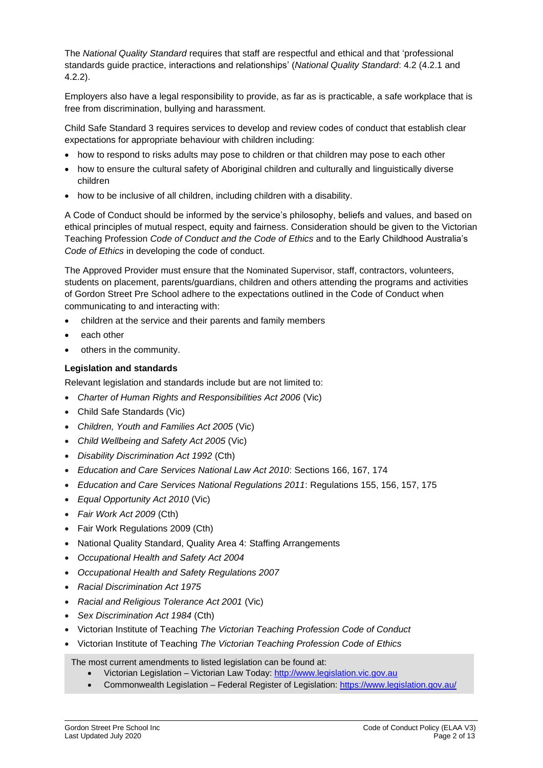The *National Quality Standard* requires that staff are respectful and ethical and that 'professional standards guide practice, interactions and relationships' (*National Quality Standard*: 4.2 (4.2.1 and 4.2.2).

Employers also have a legal responsibility to provide, as far as is practicable, a safe workplace that is free from discrimination, bullying and harassment.

Child Safe Standard 3 requires services to develop and review codes of conduct that establish clear expectations for appropriate behaviour with children including:

- how to respond to risks adults may pose to children or that children may pose to each other
- how to ensure the cultural safety of Aboriginal children and culturally and linguistically diverse children
- how to be inclusive of all children, including children with a disability.

A Code of Conduct should be informed by the service's philosophy, beliefs and values, and based on ethical principles of mutual respect, equity and fairness. Consideration should be given to the Victorian Teaching Profession *Code of Conduct and the Code of Ethics* and to the Early Childhood Australia's *Code of Ethics* in developing the code of conduct.

The Approved Provider must ensure that the Nominated Supervisor, staff, contractors, volunteers, students on placement, parents/guardians, children and others attending the programs and activities of Gordon Street Pre School adhere to the expectations outlined in the Code of Conduct when communicating to and interacting with:

- children at the service and their parents and family members
- each other
- others in the community.

**Legislation and standards**

Relevant legislation and standards include but are not limited to:

- *Charter of Human Rights and Responsibilities Act 2006* (Vic)
- Child Safe Standards (Vic)
- *Children, Youth and Families Act 2005* (Vic)
- *Child Wellbeing and Safety Act 2005* (Vic)
- *Disability Discrimination Act 1992* (Cth)
- *Education and Care Services National Law Act 2010*: Sections 166, 167, 174
- *Education and Care Services National Regulations 2011*: Regulations 155, 156, 157, 175
- *Equal Opportunity Act 2010* (Vic)
- *Fair Work Act 2009* (Cth)
- Fair Work Regulations 2009 (Cth)
- National Quality Standard, Quality Area 4: Staffing Arrangements
- *Occupational Health and Safety Act 2004*
- *Occupational Health and Safety Regulations 2007*
- *Racial Discrimination Act 1975*
- *Racial and Religious Tolerance Act 2001* (Vic)
- *Sex Discrimination Act 1984* (Cth)
- Victorian Institute of Teaching *The Victorian Teaching Profession Code of Conduct*
- Victorian Institute of Teaching *The Victorian Teaching Profession Code of Ethics*

The most current amendments to listed legislation can be found at:

- Victorian Legislation – Victorian Law Today: http://www.legislation.vic.gov.au
- Commonwealth Legislation – Federal Register of Legislation: https://www.legislation.gov.au/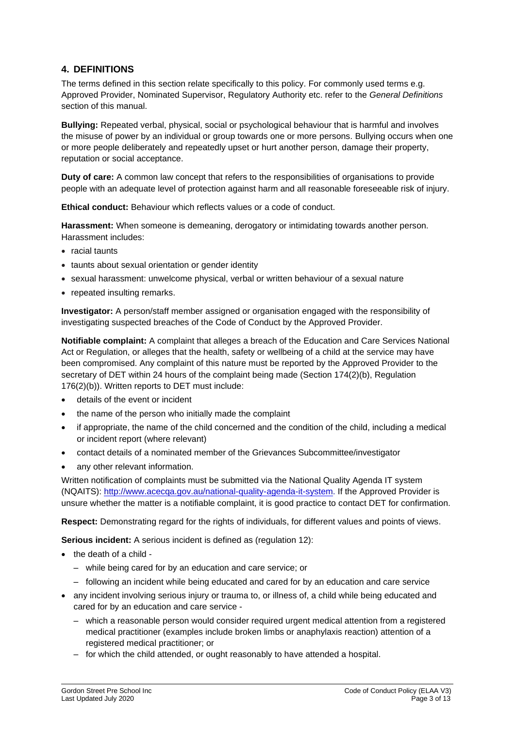## 4. DEFINITIONS

The terms defined in this section relate specifically to this policy. For commonly used terms e.g. Approved Provider, Nominated Supervisor, Regulatory Authority etc. refer to the *General Definitions* section of this manual.

**Bullying:** Repeated verbal, physical, social or psychological behaviour that is harmful and involves the misuse of power by an individual or group towards one or more persons. Bullying occurs when one or more people deliberately and repeatedly upset or hurt another person, damage their property, reputation or social acceptance.

**Duty of care:** A common law concept that refers to the responsibilities of organisations to provide people with an adequate level of protection against harm and all reasonable foreseeable risk of injury.

**Ethical conduct:** Behaviour which reflects values or a code of conduct.

**Harassment:** When someone is demeaning, derogatory or intimidating towards another person. Harassment includes:

- racial taunts
- taunts about sexual orientation or gender identity
- sexual harassment: unwelcome physical, verbal or written behaviour of a sexual nature
- repeated insulting remarks.

**Investigator:** A person/staff member assigned or organisation engaged with the responsibility of investigating suspected breaches of the Code of Conduct by the Approved Provider.

**Notifiable complaint:** A complaint that alleges a breach of the Education and Care Services National Act or Regulation, or alleges that the health, safety or wellbeing of a child at the service may have been compromised. Any complaint of this nature must be reported by the Approved Provider to the secretary of DET within 24 hours of the complaint being made (Section 174(2)(b), Regulation 176(2)(b)). Written reports to DET must include:

- details of the event or incident
- the name of the person who initially made the complaint
- if appropriate, the name of the child concerned and the condition of the child, including a medical or incident report (where relevant)
- contact details of a nominated member of the Grievances Subcommittee/investigator
- any other relevant information.

Written notification of complaints must be submitted via the National Quality Agenda IT system (NQAITS): [http://www.acecqa.gov.au/national-quality-agenda-it-system](http://www.acecqa.gov.au/national-quality-agenda-it-system). If the Approved Provider is unsure whether the matter is a notifiable complaint, it is good practice to contact DET for confirmation.

**Respect:** Demonstrating regard for the rights of individuals, for different values and points of views.

**Serious incident:** A serious incident is defined as (regulation 12):

- the death of a child -
  - while being cared for by an education and care service; or
  - following an incident while being educated and cared for by an education and care service
- any incident involving serious injury or trauma to, or illness of, a child while being educated and cared for by an education and care service -
  - which a reasonable person would consider required urgent medical attention from a registered medical practitioner (examples include broken limbs or anaphylaxis reaction) attention of a registered medical practitioner; or
  - for which the child attended, or ought reasonably to have attended a hospital.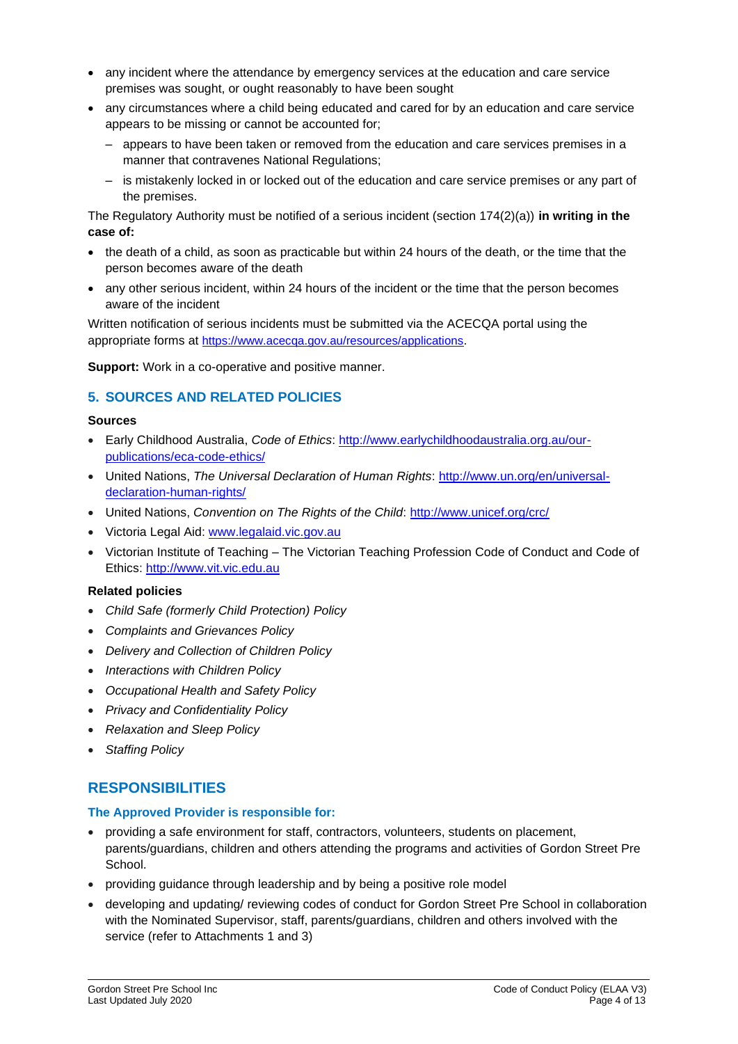- any incident where the attendance by emergency services at the education and care service premises was sought, or ought reasonably to have been sought
- any circumstances where a child being educated and cared for by an education and care service appears to be missing or cannot be accounted for;
  - appears to have been taken or removed from the education and care services premises in a manner that contravenes National Regulations;
  - is mistakenly locked in or locked out of the education and care service premises or any part of the premises.

The Regulatory Authority must be notified of a serious incident (section 174(2)(a)) **in writing in the case of:**

- the death of a child, as soon as practicable but within 24 hours of the death, or the time that the person becomes aware of the death
- any other serious incident, within 24 hours of the incident or the time that the person becomes aware of the incident

Written notification of serious incidents must be submitted via the ACECQA portal using the appropriate forms at [https://www.acecqa.gov.au/resources/applications](https://www.acecqa.gov.au/resources/applications).

**Support:** Work in a co-operative and positive manner.

## 5. SOURCES AND RELATED POLICIES

### Sources

- Early Childhood Australia, *Code of Ethics*: [http://www.earlychildhoodaustralia.org.au/our-publications/eca-code-ethics/](http://www.earlychildhoodaustralia.org.au/our-publications/eca-code-ethics/)
- United Nations, *The Universal Declaration of Human Rights*: [http://www.un.org/en/universal-declaration-human-rights/](http://www.un.org/en/universal-declaration-human-rights/)
- United Nations, *Convention on The Rights of the Child*: [http://www.unicef.org/crc/](http://www.unicef.org/crc/)
- Victoria Legal Aid: [www.legalaid.vic.gov.au](http://www.legalaid.vic.gov.au)
- Victorian Institute of Teaching – The Victorian Teaching Profession Code of Conduct and Code of Ethics: [http://www.vit.vic.edu.au](http://www.vit.vic.edu.au)

### Related policies

- *Child Safe (formerly Child Protection) Policy*
- *Complaints and Grievances Policy*
- *Delivery and Collection of Children Policy*
- *Interactions with Children Policy*
- *Occupational Health and Safety Policy*
- *Privacy and Confidentiality Policy*
- *Relaxation and Sleep Policy*
- *Staffing Policy*

# RESPONSIBILITIES

### The Approved Provider is responsible for:

- providing a safe environment for staff, contractors, volunteers, students on placement, parents/guardians, children and others attending the programs and activities of Gordon Street Pre School.
- providing guidance through leadership and by being a positive role model
- developing and updating/ reviewing codes of conduct for Gordon Street Pre School in collaboration with the Nominated Supervisor, staff, parents/guardians, children and others involved with the service (refer to Attachments 1 and 3)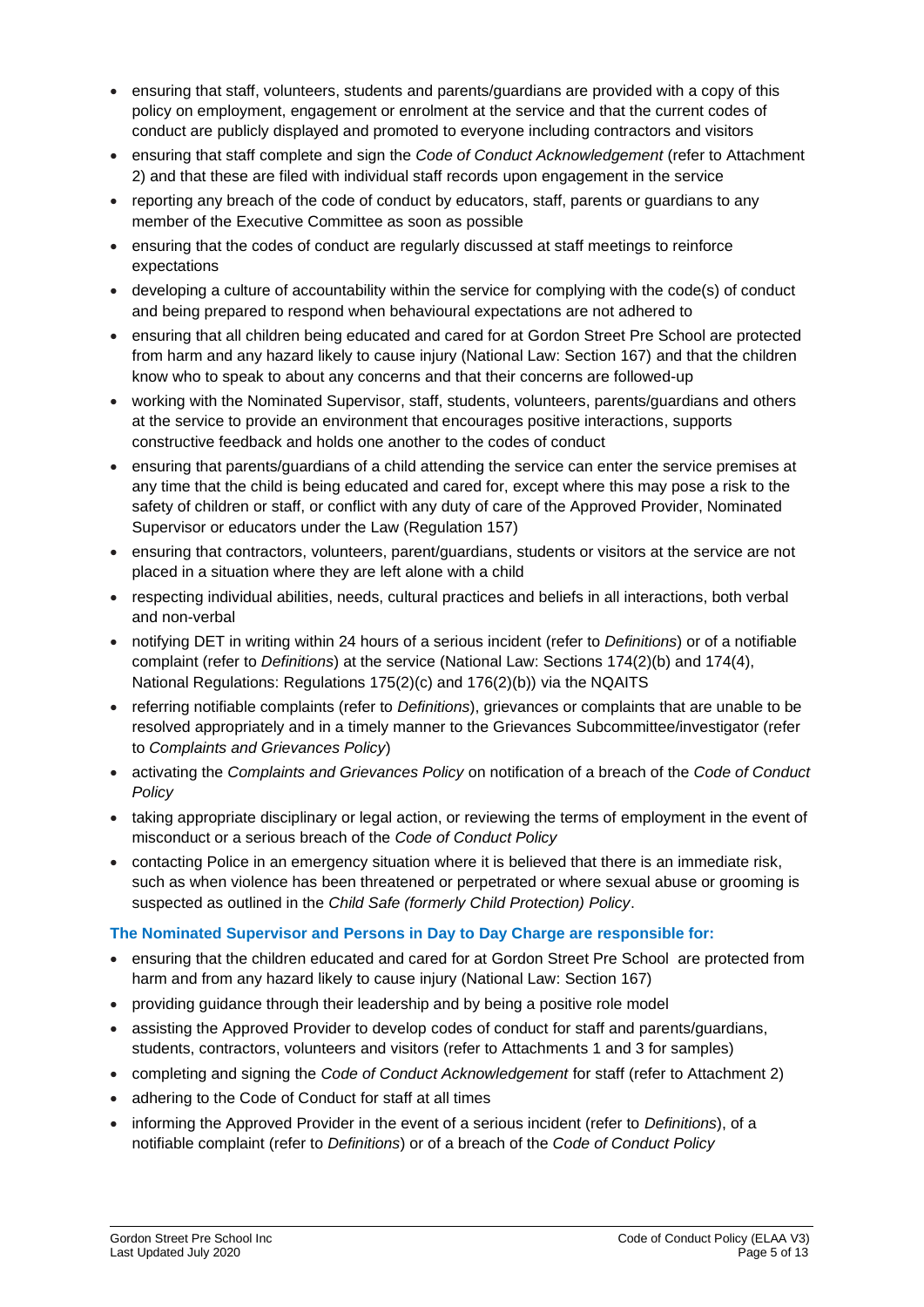- ensuring that staff, volunteers, students and parents/guardians are provided with a copy of this policy on employment, engagement or enrolment at the service and that the current codes of conduct are publicly displayed and promoted to everyone including contractors and visitors
- ensuring that staff complete and sign the *Code of Conduct Acknowledgement* (refer to Attachment 2) and that these are filed with individual staff records upon engagement in the service
- reporting any breach of the code of conduct by educators, staff, parents or guardians to any member of the Executive Committee as soon as possible
- ensuring that the codes of conduct are regularly discussed at staff meetings to reinforce expectations
- developing a culture of accountability within the service for complying with the code(s) of conduct and being prepared to respond when behavioural expectations are not adhered to
- ensuring that all children being educated and cared for at Gordon Street Pre School are protected from harm and any hazard likely to cause injury (National Law: Section 167) and that the children know who to speak to about any concerns and that their concerns are followed-up
- working with the Nominated Supervisor, staff, students, volunteers, parents/guardians and others at the service to provide an environment that encourages positive interactions, supports constructive feedback and holds one another to the codes of conduct
- ensuring that parents/guardians of a child attending the service can enter the service premises at any time that the child is being educated and cared for, except where this may pose a risk to the safety of children or staff, or conflict with any duty of care of the Approved Provider, Nominated Supervisor or educators under the Law (Regulation 157)
- ensuring that contractors, volunteers, parent/guardians, students or visitors at the service are not placed in a situation where they are left alone with a child
- respecting individual abilities, needs, cultural practices and beliefs in all interactions, both verbal and non-verbal
- notifying DET in writing within 24 hours of a serious incident (refer to *Definitions*) or of a notifiable complaint (refer to *Definitions*) at the service (National Law: Sections 174(2)(b) and 174(4), National Regulations: Regulations 175(2)(c) and 176(2)(b)) via the NQAITS
- referring notifiable complaints (refer to *Definitions*), grievances or complaints that are unable to be resolved appropriately and in a timely manner to the Grievances Subcommittee/investigator (refer to *Complaints and Grievances Policy*)
- activating the *Complaints and Grievances Policy* on notification of a breach of the *Code of Conduct Policy*
- taking appropriate disciplinary or legal action, or reviewing the terms of employment in the event of misconduct or a serious breach of the *Code of Conduct Policy*
- contacting Police in an emergency situation where it is believed that there is an immediate risk, such as when violence has been threatened or perpetrated or where sexual abuse or grooming is suspected as outlined in the *Child Safe (formerly Child Protection) Policy*.

**The Nominated Supervisor and Persons in Day to Day Charge are responsible for:**

- ensuring that the children educated and cared for at Gordon Street Pre School are protected from harm and from any hazard likely to cause injury (National Law: Section 167)
- providing guidance through their leadership and by being a positive role model
- assisting the Approved Provider to develop codes of conduct for staff and parents/guardians, students, contractors, volunteers and visitors (refer to Attachments 1 and 3 for samples)
- completing and signing the *Code of Conduct Acknowledgement* for staff (refer to Attachment 2)
- adhering to the Code of Conduct for staff at all times
- informing the Approved Provider in the event of a serious incident (refer to *Definitions*), of a notifiable complaint (refer to *Definitions*) or of a breach of the *Code of Conduct Policy*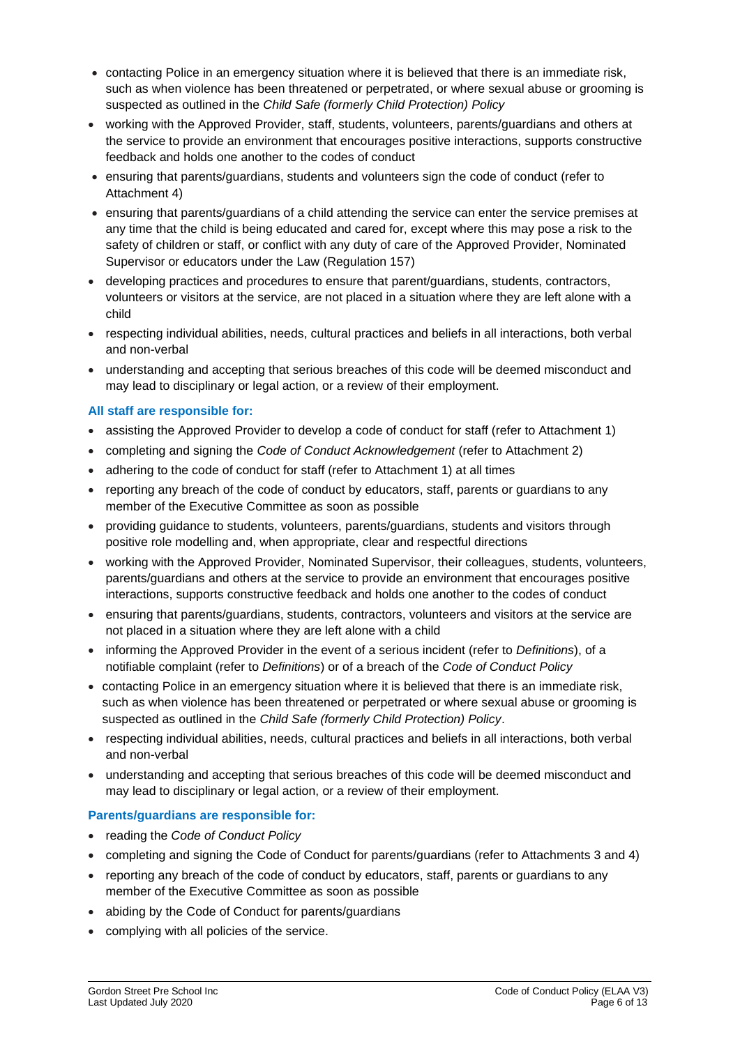- contacting Police in an emergency situation where it is believed that there is an immediate risk, such as when violence has been threatened or perpetrated, or where sexual abuse or grooming is suspected as outlined in the *Child Safe (formerly Child Protection) Policy*
- working with the Approved Provider, staff, students, volunteers, parents/guardians and others at the service to provide an environment that encourages positive interactions, supports constructive feedback and holds one another to the codes of conduct
- ensuring that parents/guardians, students and volunteers sign the code of conduct (refer to Attachment 4)
- ensuring that parents/guardians of a child attending the service can enter the service premises at any time that the child is being educated and cared for, except where this may pose a risk to the safety of children or staff, or conflict with any duty of care of the Approved Provider, Nominated Supervisor or educators under the Law (Regulation 157)
- developing practices and procedures to ensure that parent/guardians, students, contractors, volunteers or visitors at the service, are not placed in a situation where they are left alone with a child
- respecting individual abilities, needs, cultural practices and beliefs in all interactions, both verbal and non-verbal
- understanding and accepting that serious breaches of this code will be deemed misconduct and may lead to disciplinary or legal action, or a review of their employment.

**All staff are responsible for:**

- assisting the Approved Provider to develop a code of conduct for staff (refer to Attachment 1)
- completing and signing the *Code of Conduct Acknowledgement* (refer to Attachment 2)
- adhering to the code of conduct for staff (refer to Attachment 1) at all times
- reporting any breach of the code of conduct by educators, staff, parents or guardians to any member of the Executive Committee as soon as possible
- providing guidance to students, volunteers, parents/guardians, students and visitors through positive role modelling and, when appropriate, clear and respectful directions
- working with the Approved Provider, Nominated Supervisor, their colleagues, students, volunteers, parents/guardians and others at the service to provide an environment that encourages positive interactions, supports constructive feedback and holds one another to the codes of conduct
- ensuring that parents/guardians, students, contractors, volunteers and visitors at the service are not placed in a situation where they are left alone with a child
- informing the Approved Provider in the event of a serious incident (refer to *Definitions*), of a notifiable complaint (refer to *Definitions*) or of a breach of the *Code of Conduct Policy*
- contacting Police in an emergency situation where it is believed that there is an immediate risk, such as when violence has been threatened or perpetrated or where sexual abuse or grooming is suspected as outlined in the *Child Safe (formerly Child Protection) Policy*.
- respecting individual abilities, needs, cultural practices and beliefs in all interactions, both verbal and non-verbal
- understanding and accepting that serious breaches of this code will be deemed misconduct and may lead to disciplinary or legal action, or a review of their employment.

**Parents/guardians are responsible for:**

- reading the *Code of Conduct Policy*
- completing and signing the Code of Conduct for parents/guardians (refer to Attachments 3 and 4)
- reporting any breach of the code of conduct by educators, staff, parents or guardians to any member of the Executive Committee as soon as possible
- abiding by the Code of Conduct for parents/guardians
- complying with all policies of the service.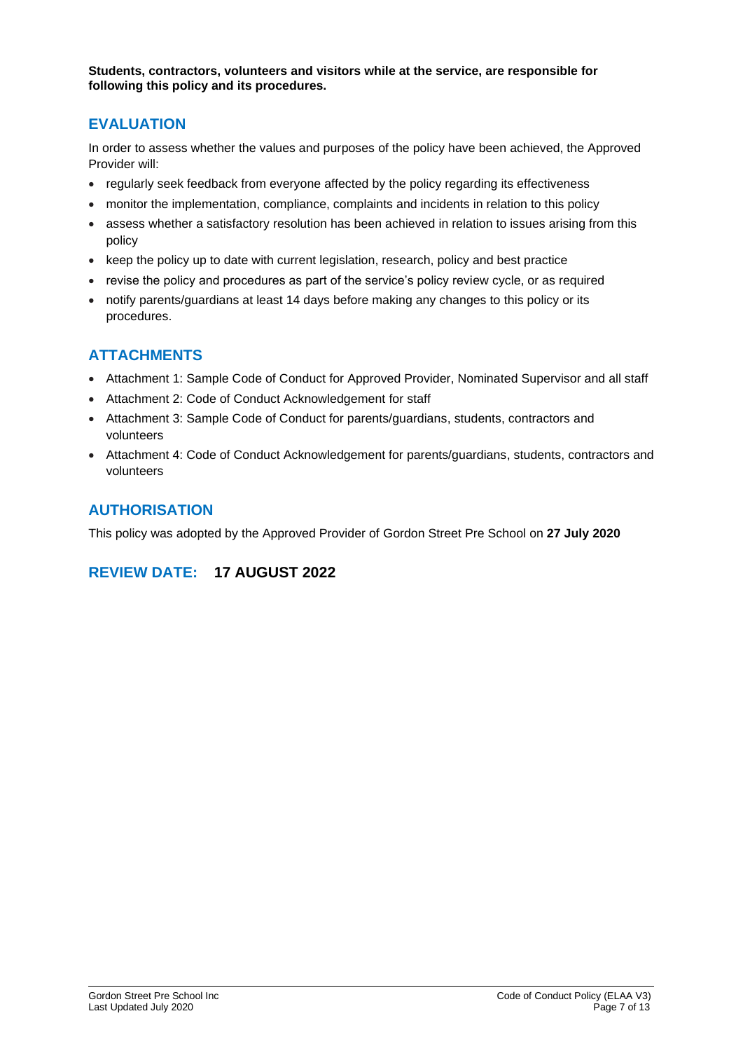**Students, contractors, volunteers and visitors while at the service, are responsible for following this policy and its procedures.**

## EVALUATION

In order to assess whether the values and purposes of the policy have been achieved, the Approved Provider will:

- regularly seek feedback from everyone affected by the policy regarding its effectiveness
- monitor the implementation, compliance, complaints and incidents in relation to this policy
- assess whether a satisfactory resolution has been achieved in relation to issues arising from this policy
- keep the policy up to date with current legislation, research, policy and best practice
- revise the policy and procedures as part of the service's policy review cycle, or as required
- notify parents/guardians at least 14 days before making any changes to this policy or its procedures.

## ATTACHMENTS

- Attachment 1: Sample Code of Conduct for Approved Provider, Nominated Supervisor and all staff
- Attachment 2: Code of Conduct Acknowledgement for staff
- Attachment 3: Sample Code of Conduct for parents/guardians, students, contractors and volunteers
- Attachment 4: Code of Conduct Acknowledgement for parents/guardians, students, contractors and volunteers

## AUTHORISATION

This policy was adopted by the Approved Provider of Gordon Street Pre School on **27 July 2020**

## REVIEW DATE: **17 AUGUST 2022**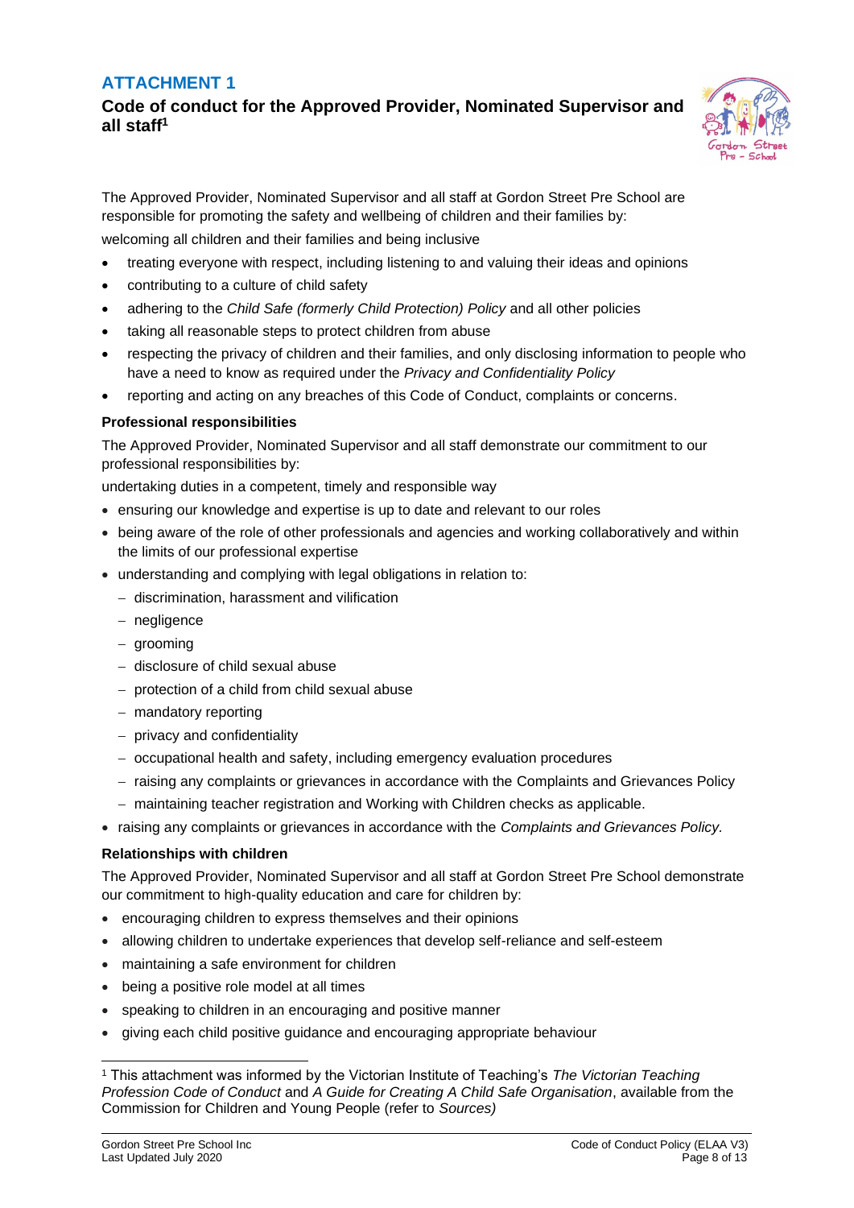## ATTACHMENT 1

### Code of conduct for the Approved Provider, Nominated Supervisor and all staff[1]

The Approved Provider, Nominated Supervisor and all staff at Gordon Street Pre School are responsible for promoting the safety and wellbeing of children and their families by:

welcoming all children and their families and being inclusive

- treating everyone with respect, including listening to and valuing their ideas and opinions
- contributing to a culture of child safety
- adhering to the *Child Safe (formerly Child Protection) Policy* and all other policies
- taking all reasonable steps to protect children from abuse
- respecting the privacy of children and their families, and only disclosing information to people who have a need to know as required under the *Privacy and Confidentiality Policy*
- reporting and acting on any breaches of this Code of Conduct, complaints or concerns.

**Professional responsibilities**

The Approved Provider, Nominated Supervisor and all staff demonstrate our commitment to our professional responsibilities by:

undertaking duties in a competent, timely and responsible way

- ensuring our knowledge and expertise is up to date and relevant to our roles
- being aware of the role of other professionals and agencies and working collaboratively and within the limits of our professional expertise
- understanding and complying with legal obligations in relation to:
  - discrimination, harassment and vilification
  - negligence
  - grooming
  - disclosure of child sexual abuse
  - protection of a child from child sexual abuse
  - mandatory reporting
  - privacy and confidentiality
  - occupational health and safety, including emergency evaluation procedures
  - raising any complaints or grievances in accordance with the Complaints and Grievances Policy
  - maintaining teacher registration and Working with Children checks as applicable.
- raising any complaints or grievances in accordance with the *Complaints and Grievances Policy.*

**Relationships with children**

The Approved Provider, Nominated Supervisor and all staff at Gordon Street Pre School demonstrate our commitment to high-quality education and care for children by:

- encouraging children to express themselves and their opinions
- allowing children to undertake experiences that develop self-reliance and self-esteem
- maintaining a safe environment for children
- being a positive role model at all times
- speaking to children in an encouraging and positive manner
- giving each child positive guidance and encouraging appropriate behaviour

---

[1] This attachment was informed by the Victorian Institute of Teaching's *The Victorian Teaching Profession Code of Conduct* and *A Guide for Creating A Child Safe Organisation*, available from the Commission for Children and Young People (refer to *Sources)*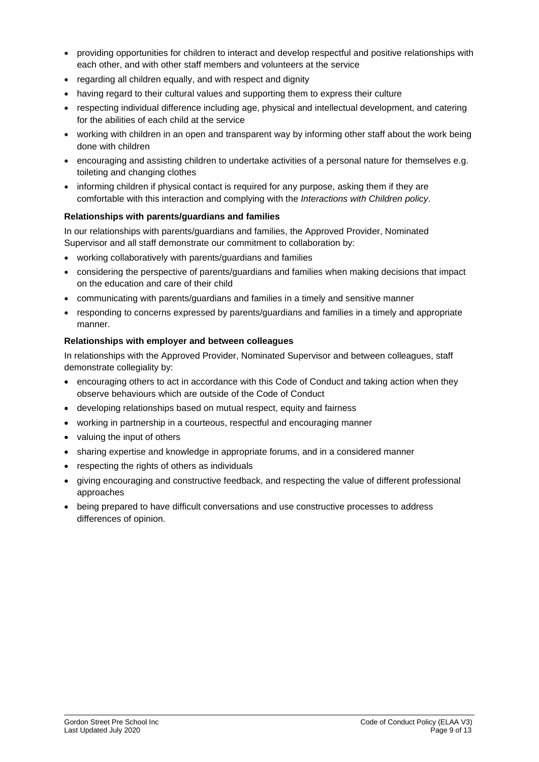- providing opportunities for children to interact and develop respectful and positive relationships with each other, and with other staff members and volunteers at the service
- regarding all children equally, and with respect and dignity
- having regard to their cultural values and supporting them to express their culture
- respecting individual difference including age, physical and intellectual development, and catering for the abilities of each child at the service
- working with children in an open and transparent way by informing other staff about the work being done with children
- encouraging and assisting children to undertake activities of a personal nature for themselves e.g. toileting and changing clothes
- informing children if physical contact is required for any purpose, asking them if they are comfortable with this interaction and complying with the *Interactions with Children policy*.

**Relationships with parents/guardians and families**

In our relationships with parents/guardians and families, the Approved Provider, Nominated Supervisor and all staff demonstrate our commitment to collaboration by:

- working collaboratively with parents/guardians and families
- considering the perspective of parents/guardians and families when making decisions that impact on the education and care of their child
- communicating with parents/guardians and families in a timely and sensitive manner
- responding to concerns expressed by parents/guardians and families in a timely and appropriate manner.

**Relationships with employer and between colleagues**

In relationships with the Approved Provider, Nominated Supervisor and between colleagues, staff demonstrate collegiality by:

- encouraging others to act in accordance with this Code of Conduct and taking action when they observe behaviours which are outside of the Code of Conduct
- developing relationships based on mutual respect, equity and fairness
- working in partnership in a courteous, respectful and encouraging manner
- valuing the input of others
- sharing expertise and knowledge in appropriate forums, and in a considered manner
- respecting the rights of others as individuals
- giving encouraging and constructive feedback, and respecting the value of different professional approaches
- being prepared to have difficult conversations and use constructive processes to address differences of opinion.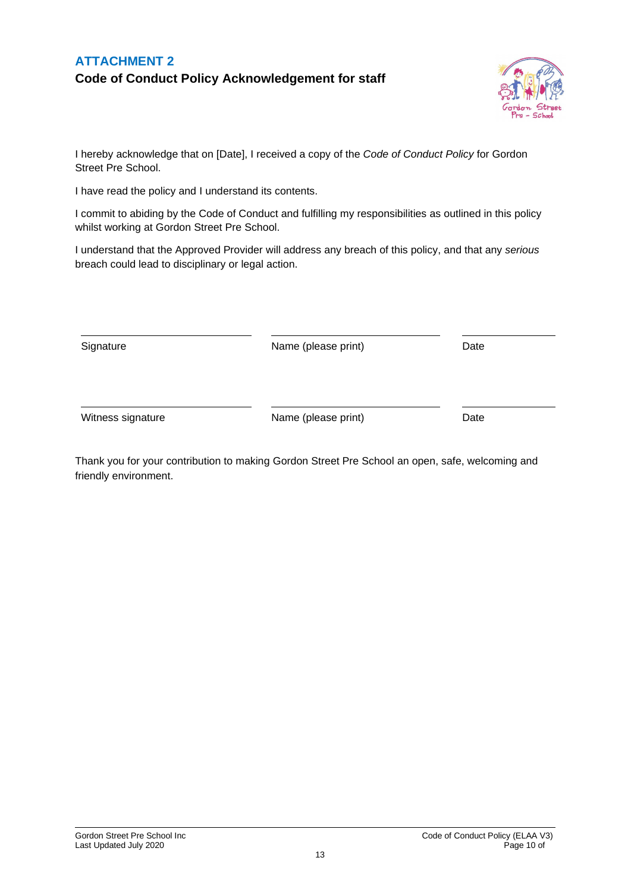## ATTACHMENT 2

### Code of Conduct Policy Acknowledgement for staff

I hereby acknowledge that on [Date], I received a copy of the *Code of Conduct Policy* for Gordon Street Pre School.

I have read the policy and I understand its contents.

I commit to abiding by the Code of Conduct and fulfilling my responsibilities as outlined in this policy whilst working at Gordon Street Pre School.

I understand that the Approved Provider will address any breach of this policy, and that any *serious* breach could lead to disciplinary or legal action.

| ______________________ | ______________________ | ____________ |
|---|---|---|
| Signature | Name (please print) | Date |
| ______________________ | ______________________ | ____________ |
| Witness signature | Name (please print) | Date |

Thank you for your contribution to making Gordon Street Pre School an open, safe, welcoming and friendly environment.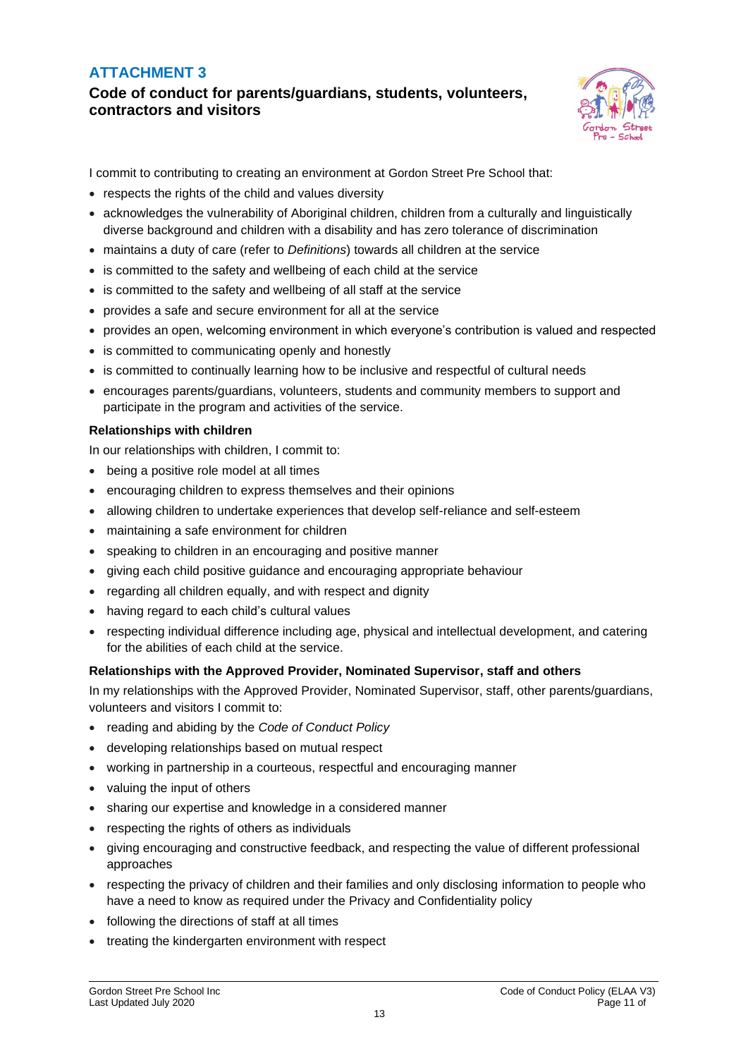## ATTACHMENT 3

### Code of conduct for parents/guardians, students, volunteers, contractors and visitors

I commit to contributing to creating an environment at Gordon Street Pre School that:

- respects the rights of the child and values diversity
- acknowledges the vulnerability of Aboriginal children, children from a culturally and linguistically diverse background and children with a disability and has zero tolerance of discrimination
- maintains a duty of care (refer to *Definitions*) towards all children at the service
- is committed to the safety and wellbeing of each child at the service
- is committed to the safety and wellbeing of all staff at the service
- provides a safe and secure environment for all at the service
- provides an open, welcoming environment in which everyone's contribution is valued and respected
- is committed to communicating openly and honestly
- is committed to continually learning how to be inclusive and respectful of cultural needs
- encourages parents/guardians, volunteers, students and community members to support and participate in the program and activities of the service.

**Relationships with children**

In our relationships with children, I commit to:

- being a positive role model at all times
- encouraging children to express themselves and their opinions
- allowing children to undertake experiences that develop self-reliance and self-esteem
- maintaining a safe environment for children
- speaking to children in an encouraging and positive manner
- giving each child positive guidance and encouraging appropriate behaviour
- regarding all children equally, and with respect and dignity
- having regard to each child's cultural values
- respecting individual difference including age, physical and intellectual development, and catering for the abilities of each child at the service.

**Relationships with the Approved Provider, Nominated Supervisor, staff and others**

In my relationships with the Approved Provider, Nominated Supervisor, staff, other parents/guardians, volunteers and visitors I commit to:

- reading and abiding by the *Code of Conduct Policy*
- developing relationships based on mutual respect
- working in partnership in a courteous, respectful and encouraging manner
- valuing the input of others
- sharing our expertise and knowledge in a considered manner
- respecting the rights of others as individuals
- giving encouraging and constructive feedback, and respecting the value of different professional approaches
- respecting the privacy of children and their families and only disclosing information to people who have a need to know as required under the Privacy and Confidentiality policy
- following the directions of staff at all times
- treating the kindergarten environment with respect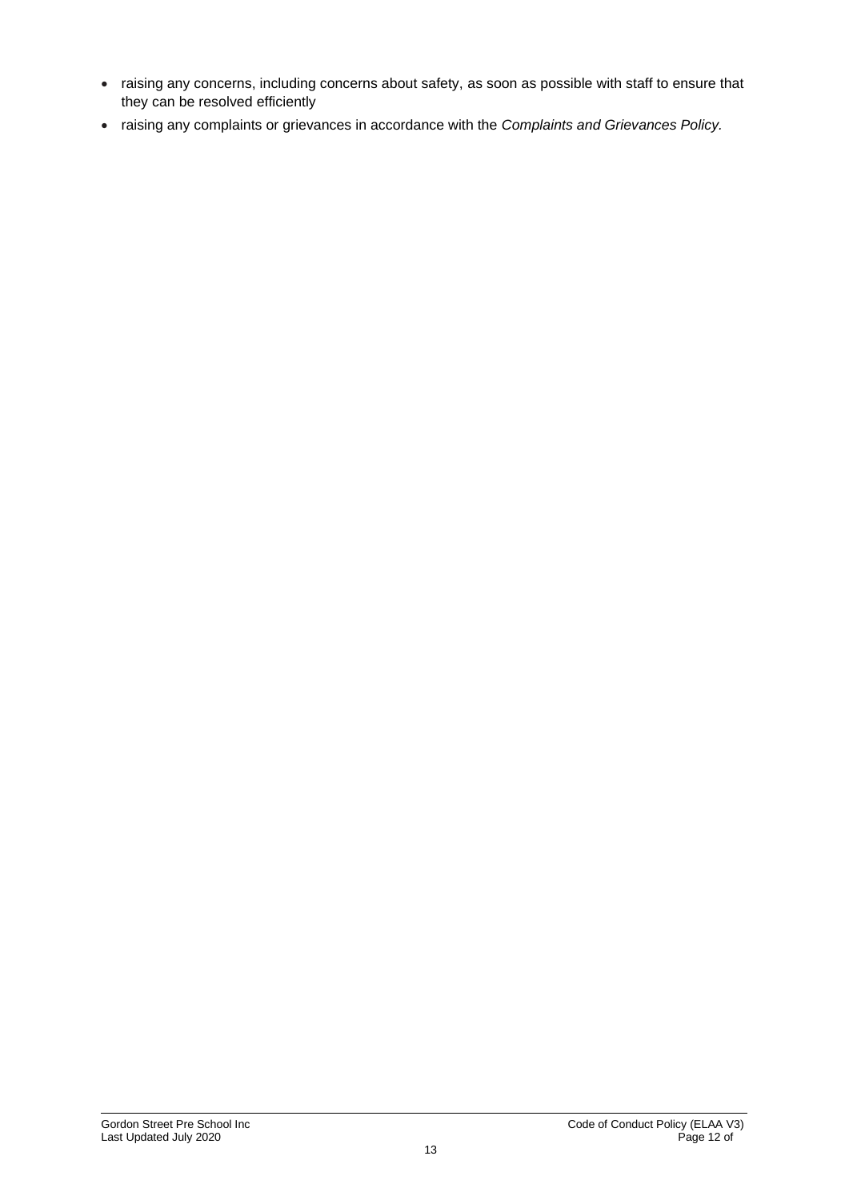- raising any concerns, including concerns about safety, as soon as possible with staff to ensure that they can be resolved efficiently
- raising any complaints or grievances in accordance with the *Complaints and Grievances Policy.*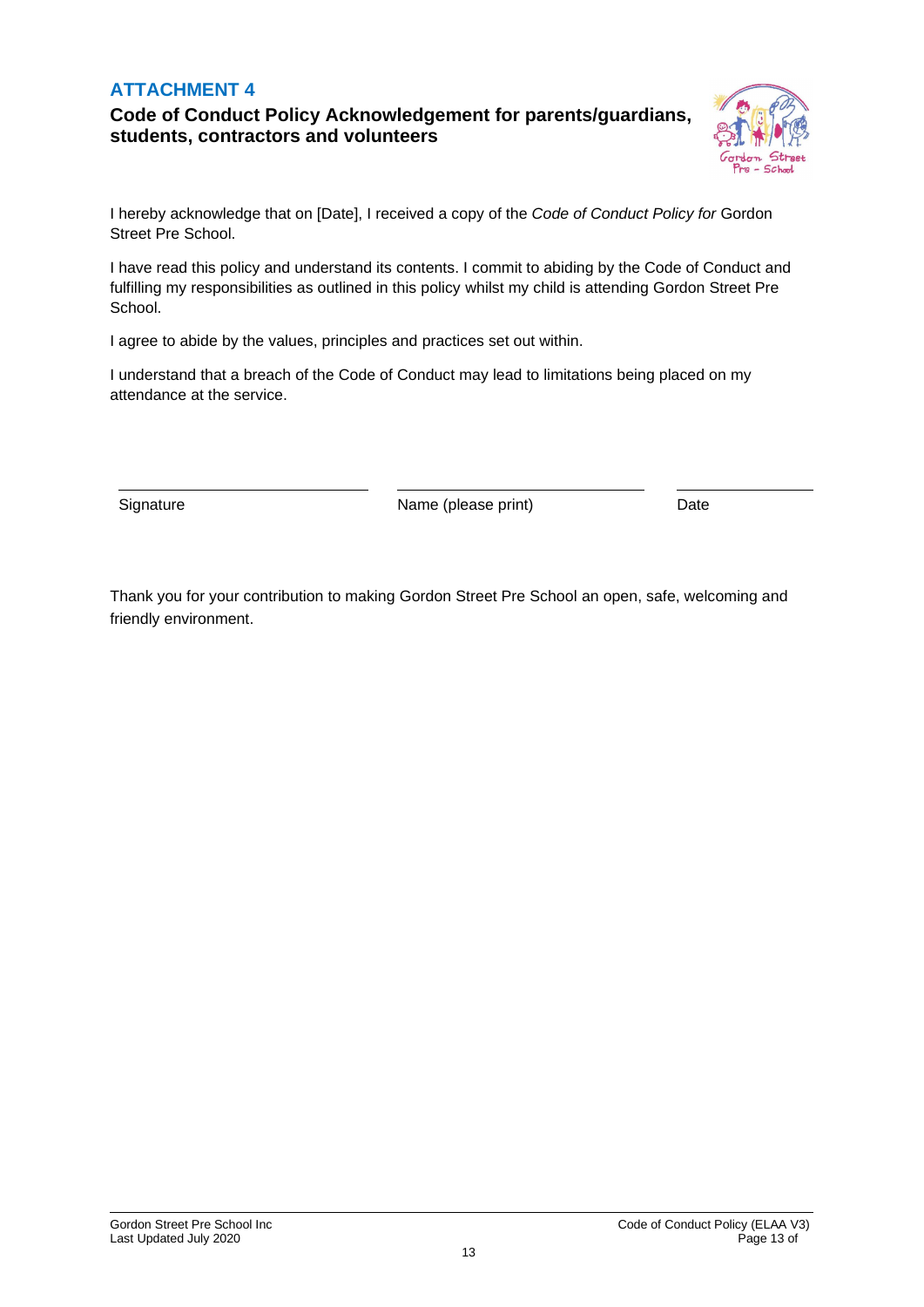## ATTACHMENT 4

### Code of Conduct Policy Acknowledgement for parents/guardians, students, contractors and volunteers

I hereby acknowledge that on [Date], I received a copy of the *Code of Conduct Policy for* Gordon Street Pre School.

I have read this policy and understand its contents. I commit to abiding by the Code of Conduct and fulfilling my responsibilities as outlined in this policy whilst my child is attending Gordon Street Pre School.

I agree to abide by the values, principles and practices set out within.

I understand that a breach of the Code of Conduct may lead to limitations being placed on my attendance at the service.

| | | |
|---|---|---|
| Signature | Name (please print) | Date |

Thank you for your contribution to making Gordon Street Pre School an open, safe, welcoming and friendly environment.